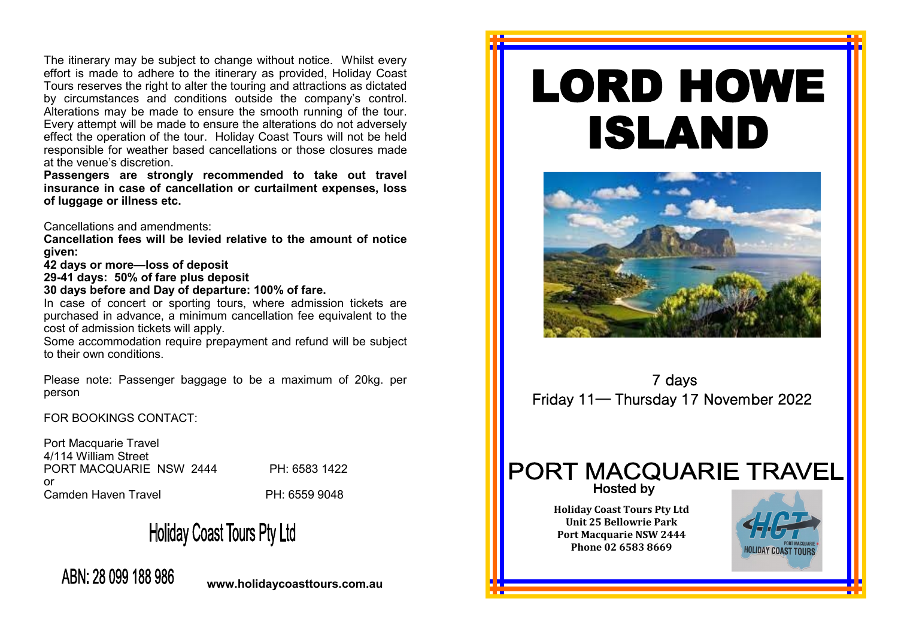The itinerary may be subject to change without notice. Whilst every effort is made to adhere to the itinerary as provided, Holiday Coast Tours reserves the right to alter the touring and attractions as dictated by circumstances and conditions outside the company's control. Alterations may be made to ensure the smooth running of the tour. Every attempt will be made to ensure the alterations do not adversely effect the operation of the tour. Holiday Coast Tours will not be held responsible for weather based cancellations or those closures made at the venue's discretion.

**Passengers are strongly recommended to take out travel insurance in case of cancellation or curtailment expenses, loss of luggage or illness etc.**

Cancellations and amendments:

**Cancellation fees will be levied relative to the amount of notice given:**

**42 days or more—loss of deposit**

**29-41 days: 50% of fare plus deposit**

**30 days before and Day of departure: 100% of fare.**

In case of concert or sporting tours, where admission tickets are purchased in advance, a minimum cancellation fee equivalent to the cost of admission tickets will apply.

Some accommodation require prepayment and refund will be subject to their own conditions.

Please note: Passenger baggage to be a maximum of 20kg. per person

FOR BOOKINGS CONTACT:

Port Macquarie Travel
4/114 William Street
PORT MACQUARIE NSW 2444 PH: 6583 1422
or
Camden Haven Travel PH: 6559 9048

Holiday Coast Tours Pty Ltd

ABN: 28 099 188 986

**www.holidaycoasttours.com.au**

# LORD HOWE ISLAND

7 days
Friday 11— Thursday 17 November 2022

## PORT MACQUARIE TRAVEL

Hosted by

**Holiday Coast Tours Pty Ltd**
**Unit 25 Bellowrie Park**
**Port Macquarie NSW 2444**
**Phone 02 6583 8669**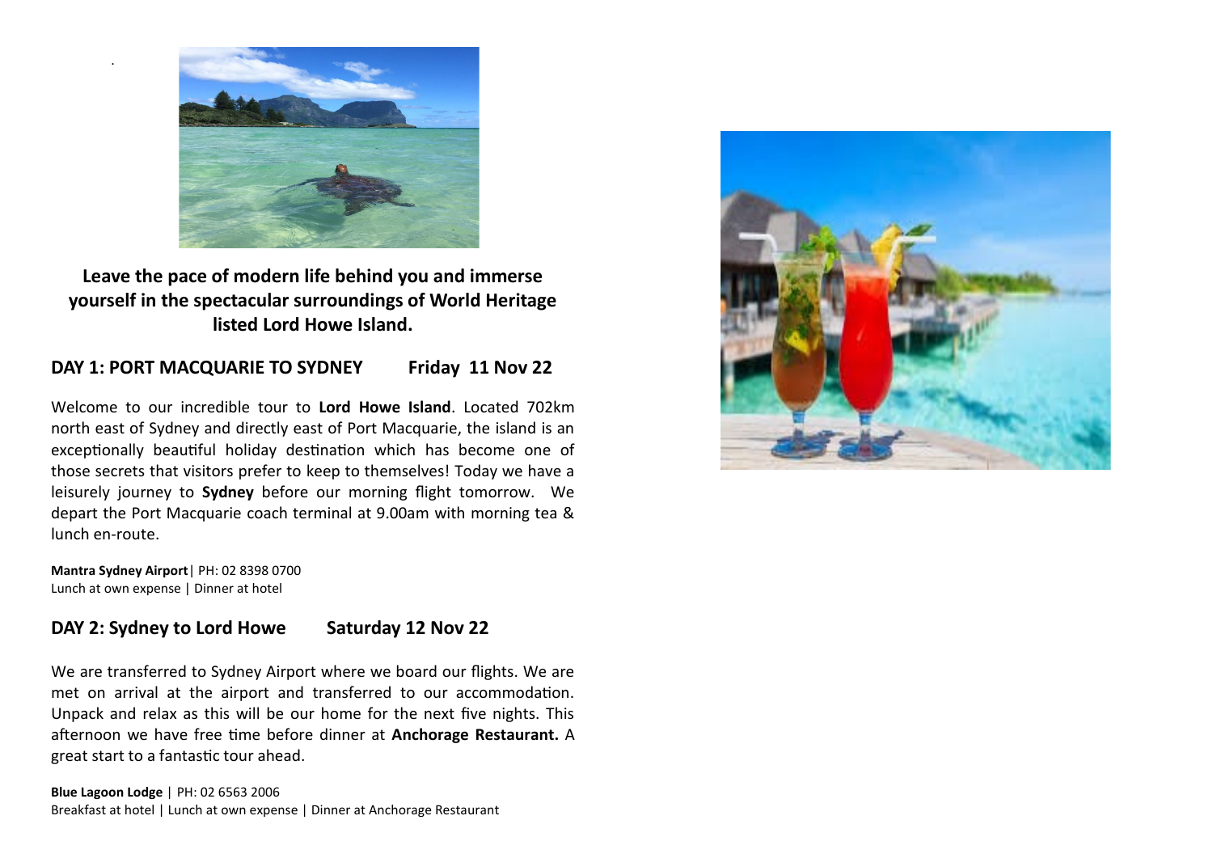**Leave the pace of modern life behind you and immerse yourself in the spectacular surroundings of World Heritage listed Lord Howe Island.**

## DAY 1: PORT MACQUARIE TO SYDNEY Friday 11 Nov 22

Welcome to our incredible tour to **Lord Howe Island**. Located 702km north east of Sydney and directly east of Port Macquarie, the island is an exceptionally beautiful holiday destination which has become one of those secrets that visitors prefer to keep to themselves! Today we have a leisurely journey to **Sydney** before our morning flight tomorrow. We depart the Port Macquarie coach terminal at 9.00am with morning tea & lunch en-route.

**Mantra Sydney Airport**| PH: 02 8398 0700
Lunch at own expense | Dinner at hotel

## DAY 2: Sydney to Lord Howe Saturday 12 Nov 22

We are transferred to Sydney Airport where we board our flights. We are met on arrival at the airport and transferred to our accommodation. Unpack and relax as this will be our home for the next five nights. This afternoon we have free time before dinner at **Anchorage Restaurant.** A great start to a fantastic tour ahead.

**Blue Lagoon Lodge** | PH: 02 6563 2006
Breakfast at hotel | Lunch at own expense | Dinner at Anchorage Restaurant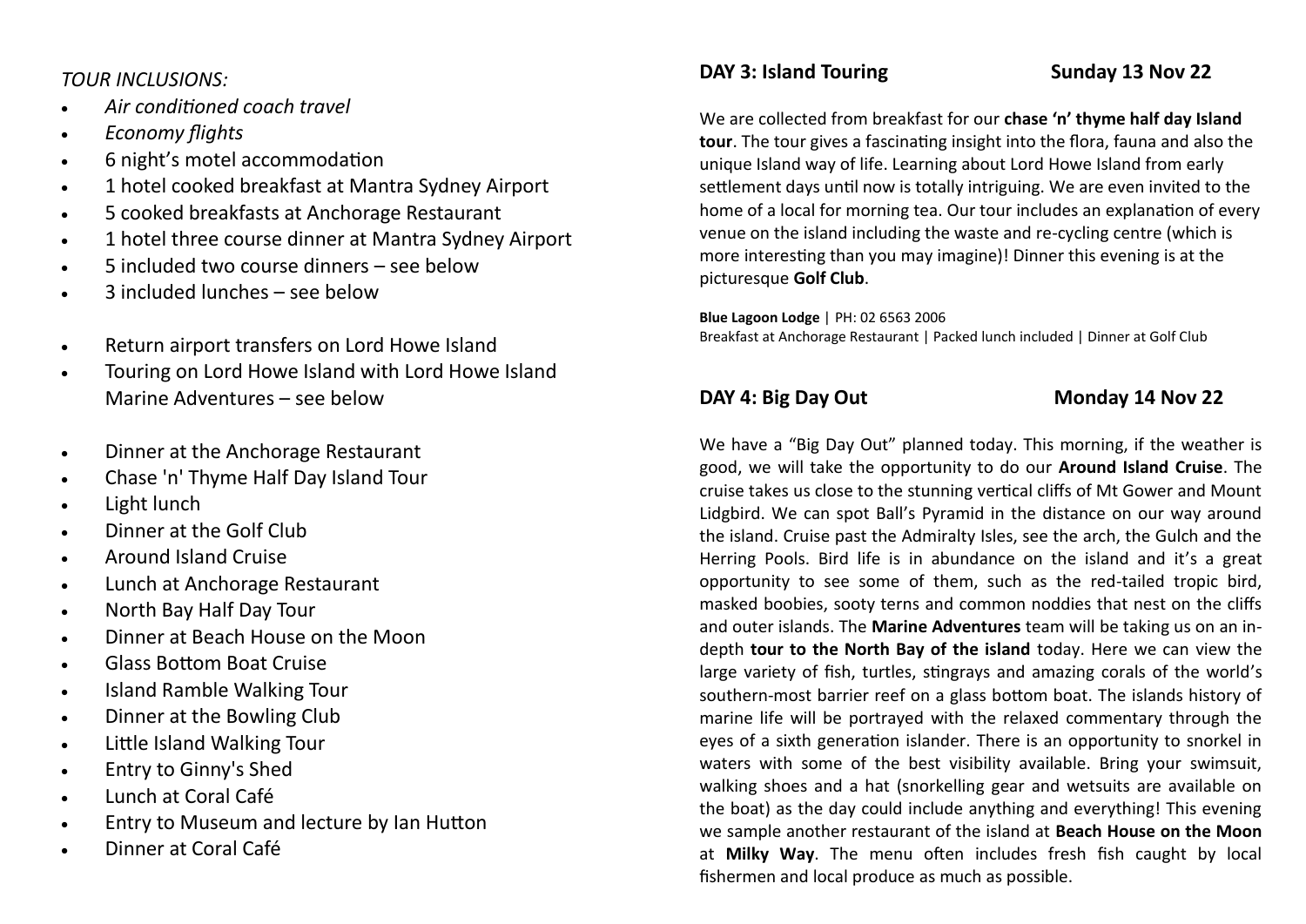*TOUR INCLUSIONS:*

- *Air conditioned coach travel*
- *Economy flights*
- 6 night's motel accommodation
- 1 hotel cooked breakfast at Mantra Sydney Airport
- 5 cooked breakfasts at Anchorage Restaurant
- 1 hotel three course dinner at Mantra Sydney Airport
- 5 included two course dinners – see below
- 3 included lunches – see below

- Return airport transfers on Lord Howe Island
- Touring on Lord Howe Island with Lord Howe Island Marine Adventures – see below

- Dinner at the Anchorage Restaurant
- Chase 'n' Thyme Half Day Island Tour
- Light lunch
- Dinner at the Golf Club
- Around Island Cruise
- Lunch at Anchorage Restaurant
- North Bay Half Day Tour
- Dinner at Beach House on the Moon
- Glass Bottom Boat Cruise
- Island Ramble Walking Tour
- Dinner at the Bowling Club
- Little Island Walking Tour
- Entry to Ginny's Shed
- Lunch at Coral Café
- Entry to Museum and lecture by Ian Hutton
- Dinner at Coral Café

## DAY 3: Island Touring — Sunday 13 Nov 22

We are collected from breakfast for our **chase 'n' thyme half day Island tour**. The tour gives a fascinating insight into the flora, fauna and also the unique Island way of life. Learning about Lord Howe Island from early settlement days until now is totally intriguing. We are even invited to the home of a local for morning tea. Our tour includes an explanation of every venue on the island including the waste and re-cycling centre (which is more interesting than you may imagine)! Dinner this evening is at the picturesque **Golf Club**.

**Blue Lagoon Lodge** | PH: 02 6563 2006
Breakfast at Anchorage Restaurant | Packed lunch included | Dinner at Golf Club

## DAY 4: Big Day Out — Monday 14 Nov 22

We have a "Big Day Out" planned today. This morning, if the weather is good, we will take the opportunity to do our **Around Island Cruise**. The cruise takes us close to the stunning vertical cliffs of Mt Gower and Mount Lidgbird. We can spot Ball's Pyramid in the distance on our way around the island. Cruise past the Admiralty Isles, see the arch, the Gulch and the Herring Pools. Bird life is in abundance on the island and it's a great opportunity to see some of them, such as the red-tailed tropic bird, masked boobies, sooty terns and common noddies that nest on the cliffs and outer islands. The **Marine Adventures** team will be taking us on an in-depth **tour to the North Bay of the island** today. Here we can view the large variety of fish, turtles, stingrays and amazing corals of the world's southern-most barrier reef on a glass bottom boat. The islands history of marine life will be portrayed with the relaxed commentary through the eyes of a sixth generation islander. There is an opportunity to snorkel in waters with some of the best visibility available. Bring your swimsuit, walking shoes and a hat (snorkelling gear and wetsuits are available on the boat) as the day could include anything and everything! This evening we sample another restaurant of the island at **Beach House on the Moon** at **Milky Way**. The menu often includes fresh fish caught by local fishermen and local produce as much as possible.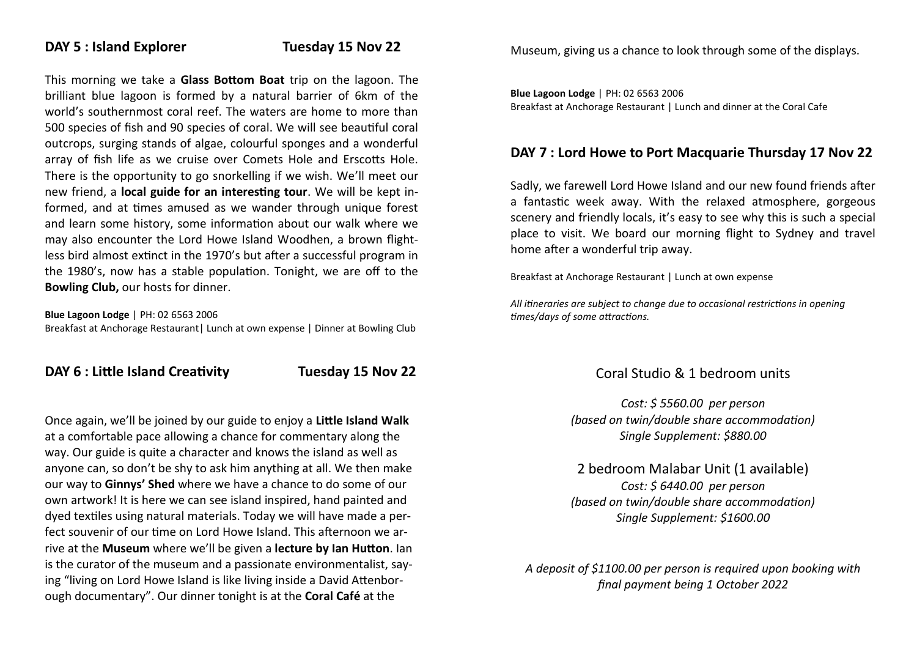## DAY 5 : Island Explorer Tuesday 15 Nov 22

This morning we take a **Glass Bottom Boat** trip on the lagoon. The brilliant blue lagoon is formed by a natural barrier of 6km of the world's southernmost coral reef. The waters are home to more than 500 species of fish and 90 species of coral. We will see beautiful coral outcrops, surging stands of algae, colourful sponges and a wonderful array of fish life as we cruise over Comets Hole and Erscotts Hole. There is the opportunity to go snorkelling if we wish. We'll meet our new friend, a **local guide for an interesting tour**. We will be kept informed, and at times amused as we wander through unique forest and learn some history, some information about our walk where we may also encounter the Lord Howe Island Woodhen, a brown flightless bird almost extinct in the 1970's but after a successful program in the 1980's, now has a stable population. Tonight, we are off to the **Bowling Club,** our hosts for dinner.

**Blue Lagoon Lodge** | PH: 02 6563 2006
Breakfast at Anchorage Restaurant| Lunch at own expense | Dinner at Bowling Club

## DAY 6 : Little Island Creativity Tuesday 15 Nov 22

Once again, we'll be joined by our guide to enjoy a **Little Island Walk** at a comfortable pace allowing a chance for commentary along the way. Our guide is quite a character and knows the island as well as anyone can, so don't be shy to ask him anything at all. We then make our way to **Ginnys' Shed** where we have a chance to do some of our own artwork! It is here we can see island inspired, hand painted and dyed textiles using natural materials. Today we will have made a perfect souvenir of our time on Lord Howe Island. This afternoon we arrive at the **Museum** where we'll be given a **lecture by Ian Hutton**. Ian is the curator of the museum and a passionate environmentalist, saying "living on Lord Howe Island is like living inside a David Attenborough documentary". Our dinner tonight is at the **Coral Café** at the Museum, giving us a chance to look through some of the displays.

**Blue Lagoon Lodge** | PH: 02 6563 2006
Breakfast at Anchorage Restaurant | Lunch and dinner at the Coral Cafe

## DAY 7 : Lord Howe to Port Macquarie Thursday 17 Nov 22

Sadly, we farewell Lord Howe Island and our new found friends after a fantastic week away. With the relaxed atmosphere, gorgeous scenery and friendly locals, it's easy to see why this is such a special place to visit. We board our morning flight to Sydney and travel home after a wonderful trip away.

Breakfast at Anchorage Restaurant | Lunch at own expense

*All itineraries are subject to change due to occasional restrictions in opening times/days of some attractions.*

### Coral Studio & 1 bedroom units

*Cost: $ 5560.00 per person*
*(based on twin/double share accommodation)*
*Single Supplement: $880.00*

### 2 bedroom Malabar Unit (1 available)

*Cost: $ 6440.00 per person*
*(based on twin/double share accommodation)*
*Single Supplement: $1600.00*

*A deposit of $1100.00 per person is required upon booking with final payment being 1 October 2022*